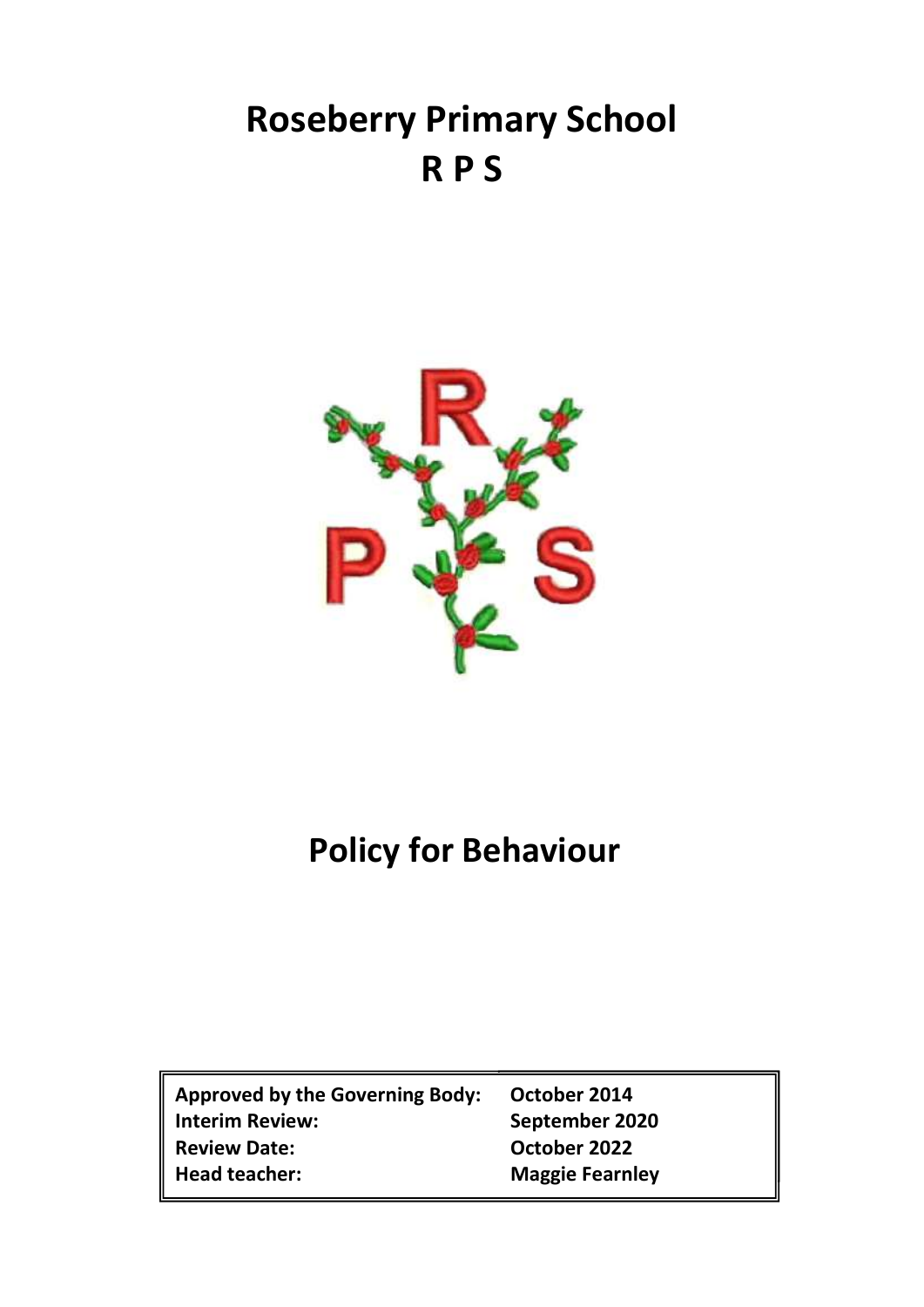# Roseberry Primary School
# R P S

# Policy for Behaviour

| | |
|---|---|
| **Approved by the Governing Body:** | **October 2014** |
| **Interim Review:** | **September 2020** |
| **Review Date:** | **October 2022** |
| **Head teacher:** | **Maggie Fearnley** |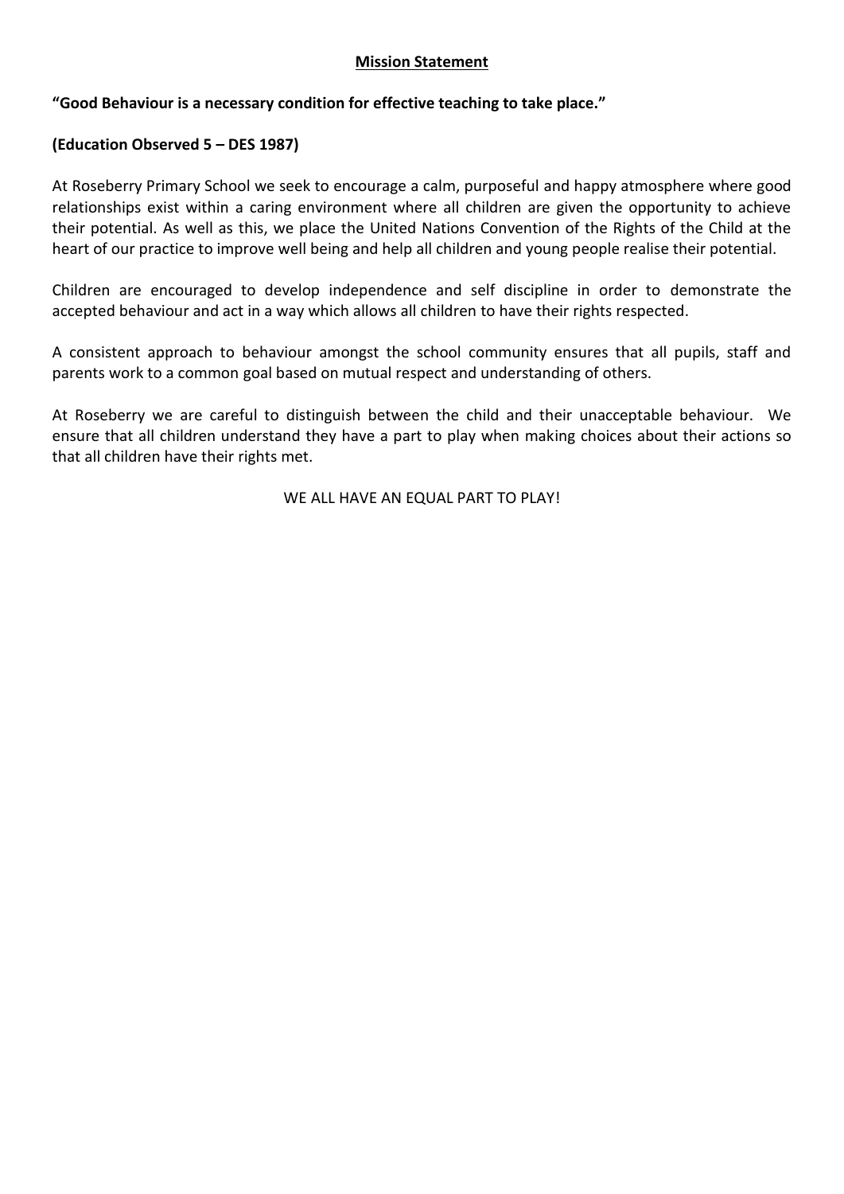## Mission Statement

**"Good Behaviour is a necessary condition for effective teaching to take place."**

**(Education Observed 5 – DES 1987)**

At Roseberry Primary School we seek to encourage a calm, purposeful and happy atmosphere where good relationships exist within a caring environment where all children are given the opportunity to achieve their potential. As well as this, we place the United Nations Convention of the Rights of the Child at the heart of our practice to improve well being and help all children and young people realise their potential.

Children are encouraged to develop independence and self discipline in order to demonstrate the accepted behaviour and act in a way which allows all children to have their rights respected.

A consistent approach to behaviour amongst the school community ensures that all pupils, staff and parents work to a common goal based on mutual respect and understanding of others.

At Roseberry we are careful to distinguish between the child and their unacceptable behaviour. We ensure that all children understand they have a part to play when making choices about their actions so that all children have their rights met.

WE ALL HAVE AN EQUAL PART TO PLAY!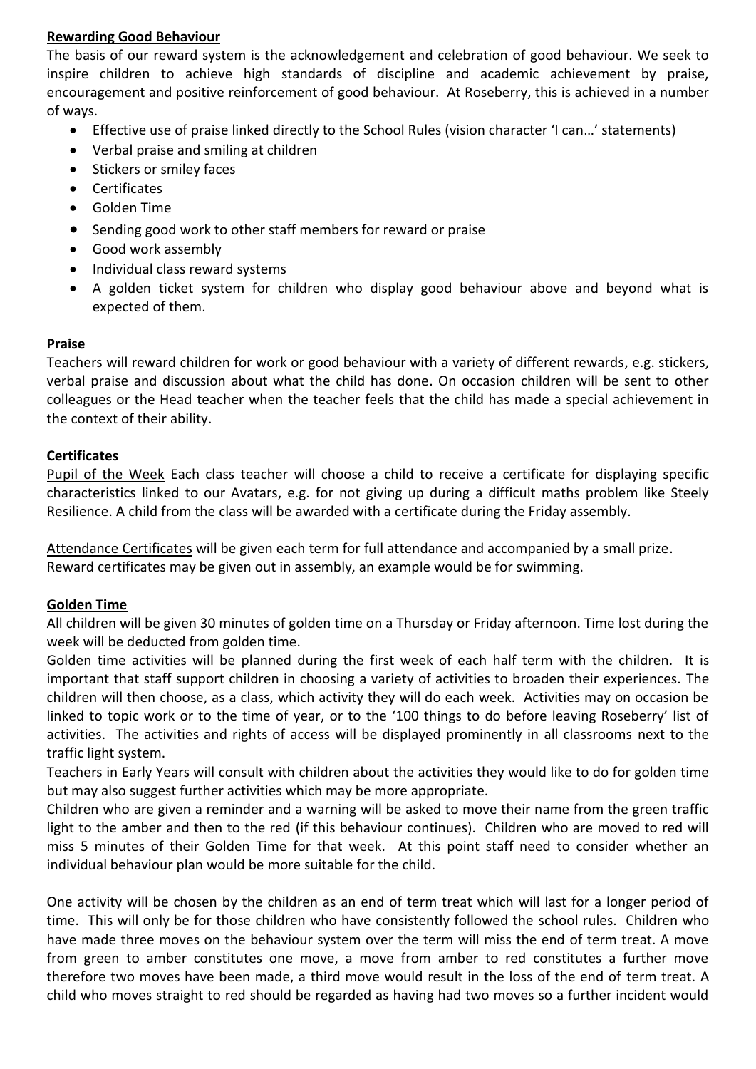**Rewarding Good Behaviour**

The basis of our reward system is the acknowledgement and celebration of good behaviour. We seek to inspire children to achieve high standards of discipline and academic achievement by praise, encouragement and positive reinforcement of good behaviour. At Roseberry, this is achieved in a number of ways.

- Effective use of praise linked directly to the School Rules (vision character 'I can…' statements)
- Verbal praise and smiling at children
- Stickers or smiley faces
- Certificates
- Golden Time
- Sending good work to other staff members for reward or praise
- Good work assembly
- Individual class reward systems
- A golden ticket system for children who display good behaviour above and beyond what is expected of them.

**Praise**

Teachers will reward children for work or good behaviour with a variety of different rewards, e.g. stickers, verbal praise and discussion about what the child has done. On occasion children will be sent to other colleagues or the Head teacher when the teacher feels that the child has made a special achievement in the context of their ability.

**Certificates**

Pupil of the Week Each class teacher will choose a child to receive a certificate for displaying specific characteristics linked to our Avatars, e.g. for not giving up during a difficult maths problem like Steely Resilience. A child from the class will be awarded with a certificate during the Friday assembly.

Attendance Certificates will be given each term for full attendance and accompanied by a small prize.
Reward certificates may be given out in assembly, an example would be for swimming.

**Golden Time**

All children will be given 30 minutes of golden time on a Thursday or Friday afternoon. Time lost during the week will be deducted from golden time.

Golden time activities will be planned during the first week of each half term with the children. It is important that staff support children in choosing a variety of activities to broaden their experiences. The children will then choose, as a class, which activity they will do each week. Activities may on occasion be linked to topic work or to the time of year, or to the '100 things to do before leaving Roseberry' list of activities. The activities and rights of access will be displayed prominently in all classrooms next to the traffic light system.

Teachers in Early Years will consult with children about the activities they would like to do for golden time but may also suggest further activities which may be more appropriate.

Children who are given a reminder and a warning will be asked to move their name from the green traffic light to the amber and then to the red (if this behaviour continues). Children who are moved to red will miss 5 minutes of their Golden Time for that week. At this point staff need to consider whether an individual behaviour plan would be more suitable for the child.

One activity will be chosen by the children as an end of term treat which will last for a longer period of time. This will only be for those children who have consistently followed the school rules. Children who have made three moves on the behaviour system over the term will miss the end of term treat. A move from green to amber constitutes one move, a move from amber to red constitutes a further move therefore two moves have been made, a third move would result in the loss of the end of term treat. A child who moves straight to red should be regarded as having had two moves so a further incident would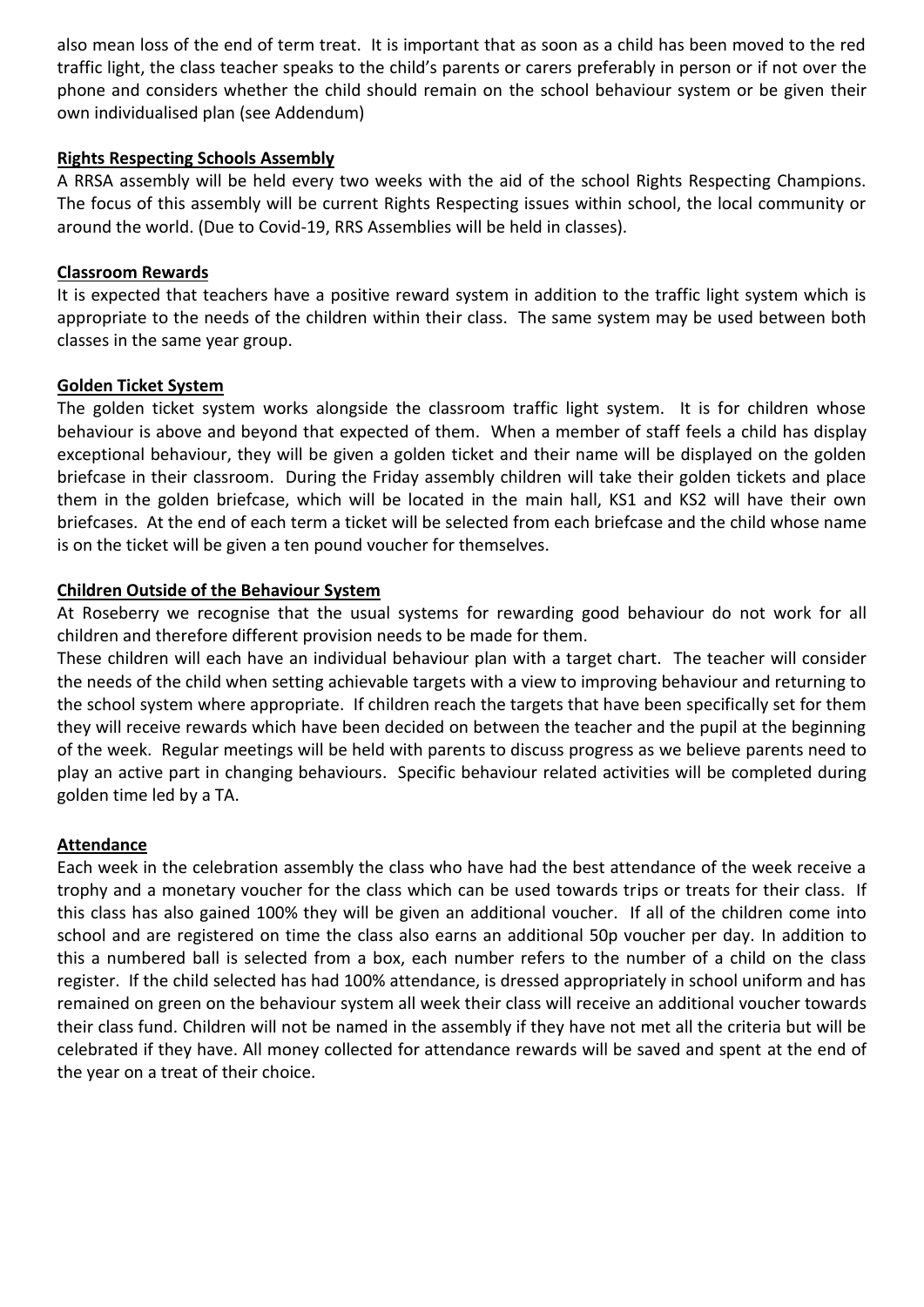also mean loss of the end of term treat. It is important that as soon as a child has been moved to the red traffic light, the class teacher speaks to the child's parents or carers preferably in person or if not over the phone and considers whether the child should remain on the school behaviour system or be given their own individualised plan (see Addendum)

**Rights Respecting Schools Assembly**

A RRSA assembly will be held every two weeks with the aid of the school Rights Respecting Champions. The focus of this assembly will be current Rights Respecting issues within school, the local community or around the world. (Due to Covid-19, RRS Assemblies will be held in classes).

**Classroom Rewards**

It is expected that teachers have a positive reward system in addition to the traffic light system which is appropriate to the needs of the children within their class. The same system may be used between both classes in the same year group.

**Golden Ticket System**

The golden ticket system works alongside the classroom traffic light system. It is for children whose behaviour is above and beyond that expected of them. When a member of staff feels a child has display exceptional behaviour, they will be given a golden ticket and their name will be displayed on the golden briefcase in their classroom. During the Friday assembly children will take their golden tickets and place them in the golden briefcase, which will be located in the main hall, KS1 and KS2 will have their own briefcases. At the end of each term a ticket will be selected from each briefcase and the child whose name is on the ticket will be given a ten pound voucher for themselves.

**Children Outside of the Behaviour System**

At Roseberry we recognise that the usual systems for rewarding good behaviour do not work for all children and therefore different provision needs to be made for them.

These children will each have an individual behaviour plan with a target chart. The teacher will consider the needs of the child when setting achievable targets with a view to improving behaviour and returning to the school system where appropriate. If children reach the targets that have been specifically set for them they will receive rewards which have been decided on between the teacher and the pupil at the beginning of the week. Regular meetings will be held with parents to discuss progress as we believe parents need to play an active part in changing behaviours. Specific behaviour related activities will be completed during golden time led by a TA.

**Attendance**

Each week in the celebration assembly the class who have had the best attendance of the week receive a trophy and a monetary voucher for the class which can be used towards trips or treats for their class. If this class has also gained 100% they will be given an additional voucher. If all of the children come into school and are registered on time the class also earns an additional 50p voucher per day. In addition to this a numbered ball is selected from a box, each number refers to the number of a child on the class register. If the child selected has had 100% attendance, is dressed appropriately in school uniform and has remained on green on the behaviour system all week their class will receive an additional voucher towards their class fund. Children will not be named in the assembly if they have not met all the criteria but will be celebrated if they have. All money collected for attendance rewards will be saved and spent at the end of the year on a treat of their choice.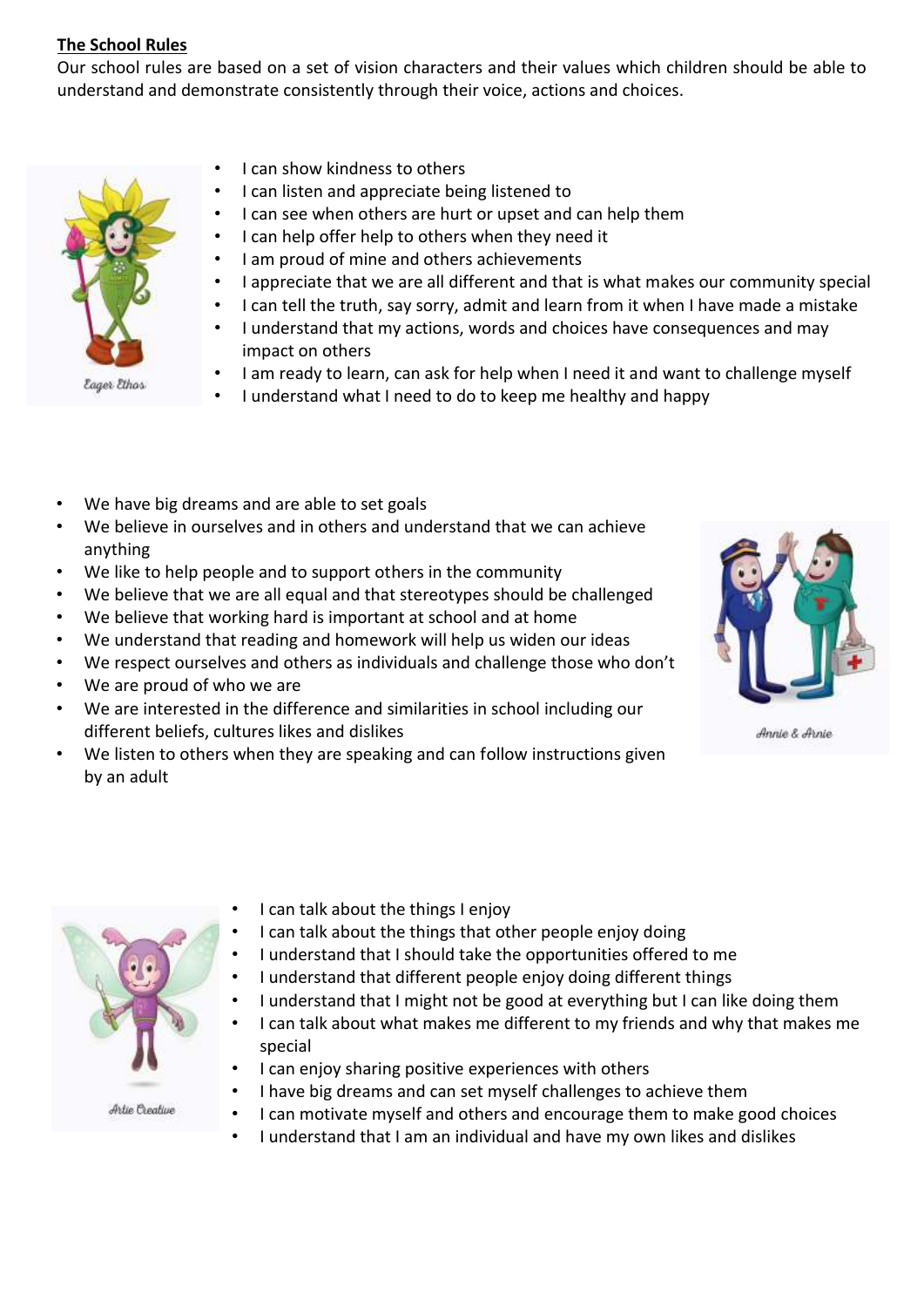**The School Rules**

Our school rules are based on a set of vision characters and their values which children should be able to understand and demonstrate consistently through their voice, actions and choices.

Eager Ethos

- I can show kindness to others
- I can listen and appreciate being listened to
- I can see when others are hurt or upset and can help them
- I can help offer help to others when they need it
- I am proud of mine and others achievements
- I appreciate that we are all different and that is what makes our community special
- I can tell the truth, say sorry, admit and learn from it when I have made a mistake
- I understand that my actions, words and choices have consequences and may impact on others
- I am ready to learn, can ask for help when I need it and want to challenge myself
- I understand what I need to do to keep me healthy and happy

Annie & Arnie

- We have big dreams and are able to set goals
- We believe in ourselves and in others and understand that we can achieve anything
- We like to help people and to support others in the community
- We believe that we are all equal and that stereotypes should be challenged
- We believe that working hard is important at school and at home
- We understand that reading and homework will help us widen our ideas
- We respect ourselves and others as individuals and challenge those who don't
- We are proud of who we are
- We are interested in the difference and similarities in school including our different beliefs, cultures likes and dislikes
- We listen to others when they are speaking and can follow instructions given by an adult

Artie Creative

- I can talk about the things I enjoy
- I can talk about the things that other people enjoy doing
- I understand that I should take the opportunities offered to me
- I understand that different people enjoy doing different things
- I understand that I might not be good at everything but I can like doing them
- I can talk about what makes me different to my friends and why that makes me special
- I can enjoy sharing positive experiences with others
- I have big dreams and can set myself challenges to achieve them
- I can motivate myself and others and encourage them to make good choices
- I understand that I am an individual and have my own likes and dislikes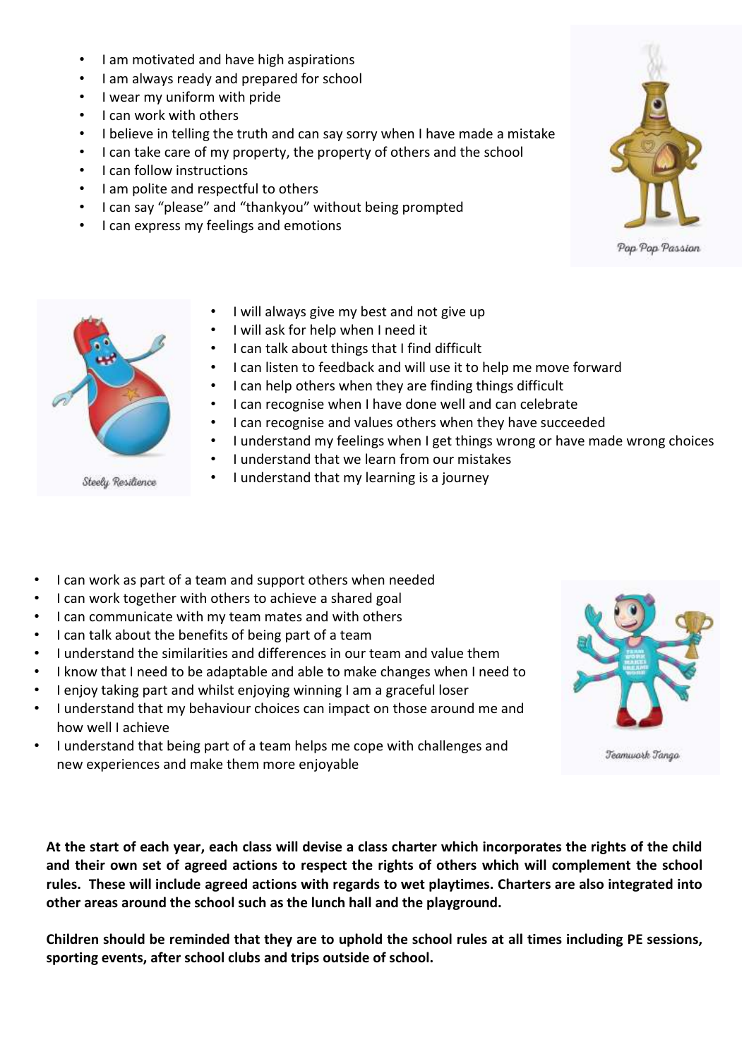- I am motivated and have high aspirations
- I am always ready and prepared for school
- I wear my uniform with pride
- I can work with others
- I believe in telling the truth and can say sorry when I have made a mistake
- I can take care of my property, the property of others and the school
- I can follow instructions
- I am polite and respectful to others
- I can say "please" and "thankyou" without being prompted
- I can express my feelings and emotions

*Pop Pop Passion*

*Steely Resilience*

- I will always give my best and not give up
- I will ask for help when I need it
- I can talk about things that I find difficult
- I can listen to feedback and will use it to help me move forward
- I can help others when they are finding things difficult
- I can recognise when I have done well and can celebrate
- I can recognise and values others when they have succeeded
- I understand my feelings when I get things wrong or have made wrong choices
- I understand that we learn from our mistakes
- I understand that my learning is a journey

- I can work as part of a team and support others when needed
- I can work together with others to achieve a shared goal
- I can communicate with my team mates and with others
- I can talk about the benefits of being part of a team
- I understand the similarities and differences in our team and value them
- I know that I need to be adaptable and able to make changes when I need to
- I enjoy taking part and whilst enjoying winning I am a graceful loser
- I understand that my behaviour choices can impact on those around me and how well I achieve
- I understand that being part of a team helps me cope with challenges and new experiences and make them more enjoyable

*Teamwork Tango*

**At the start of each year, each class will devise a class charter which incorporates the rights of the child and their own set of agreed actions to respect the rights of others which will complement the school rules. These will include agreed actions with regards to wet playtimes. Charters are also integrated into other areas around the school such as the lunch hall and the playground.**

**Children should be reminded that they are to uphold the school rules at all times including PE sessions, sporting events, after school clubs and trips outside of school.**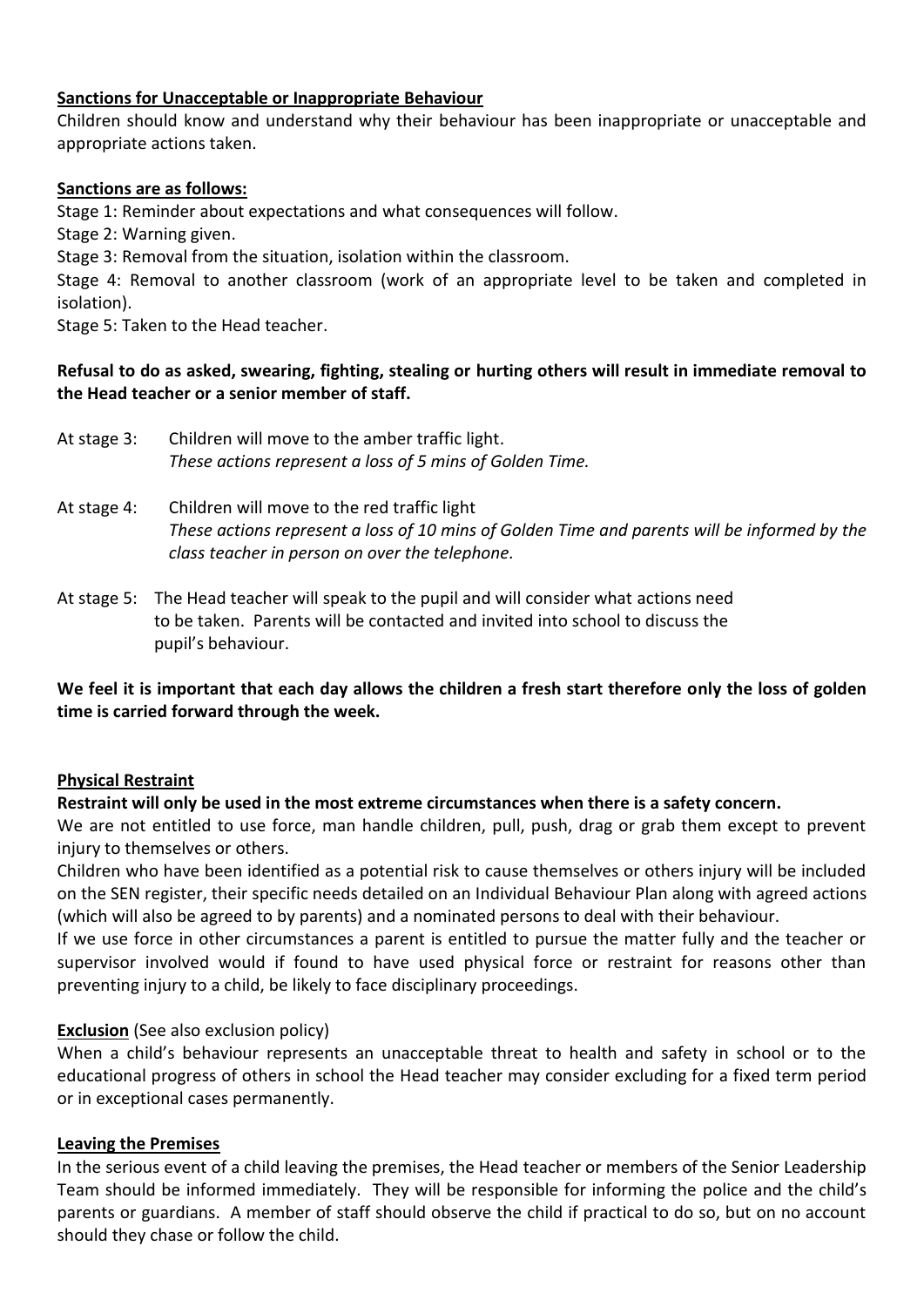**Sanctions for Unacceptable or Inappropriate Behaviour**

Children should know and understand why their behaviour has been inappropriate or unacceptable and appropriate actions taken.

**Sanctions are as follows:**

Stage 1: Reminder about expectations and what consequences will follow.

Stage 2: Warning given.

Stage 3: Removal from the situation, isolation within the classroom.

Stage 4: Removal to another classroom (work of an appropriate level to be taken and completed in isolation).

Stage 5: Taken to the Head teacher.

**Refusal to do as asked, swearing, fighting, stealing or hurting others will result in immediate removal to the Head teacher or a senior member of staff.**

At stage 3: Children will move to the amber traffic light.
*These actions represent a loss of 5 mins of Golden Time.*

At stage 4: Children will move to the red traffic light
*These actions represent a loss of 10 mins of Golden Time and parents will be informed by the class teacher in person on over the telephone.*

At stage 5: The Head teacher will speak to the pupil and will consider what actions need to be taken. Parents will be contacted and invited into school to discuss the pupil's behaviour.

**We feel it is important that each day allows the children a fresh start therefore only the loss of golden time is carried forward through the week.**

**Physical Restraint**

**Restraint will only be used in the most extreme circumstances when there is a safety concern.**

We are not entitled to use force, man handle children, pull, push, drag or grab them except to prevent injury to themselves or others.

Children who have been identified as a potential risk to cause themselves or others injury will be included on the SEN register, their specific needs detailed on an Individual Behaviour Plan along with agreed actions (which will also be agreed to by parents) and a nominated persons to deal with their behaviour.

If we use force in other circumstances a parent is entitled to pursue the matter fully and the teacher or supervisor involved would if found to have used physical force or restraint for reasons other than preventing injury to a child, be likely to face disciplinary proceedings.

**Exclusion** (See also exclusion policy)

When a child's behaviour represents an unacceptable threat to health and safety in school or to the educational progress of others in school the Head teacher may consider excluding for a fixed term period or in exceptional cases permanently.

**Leaving the Premises**

In the serious event of a child leaving the premises, the Head teacher or members of the Senior Leadership Team should be informed immediately. They will be responsible for informing the police and the child's parents or guardians. A member of staff should observe the child if practical to do so, but on no account should they chase or follow the child.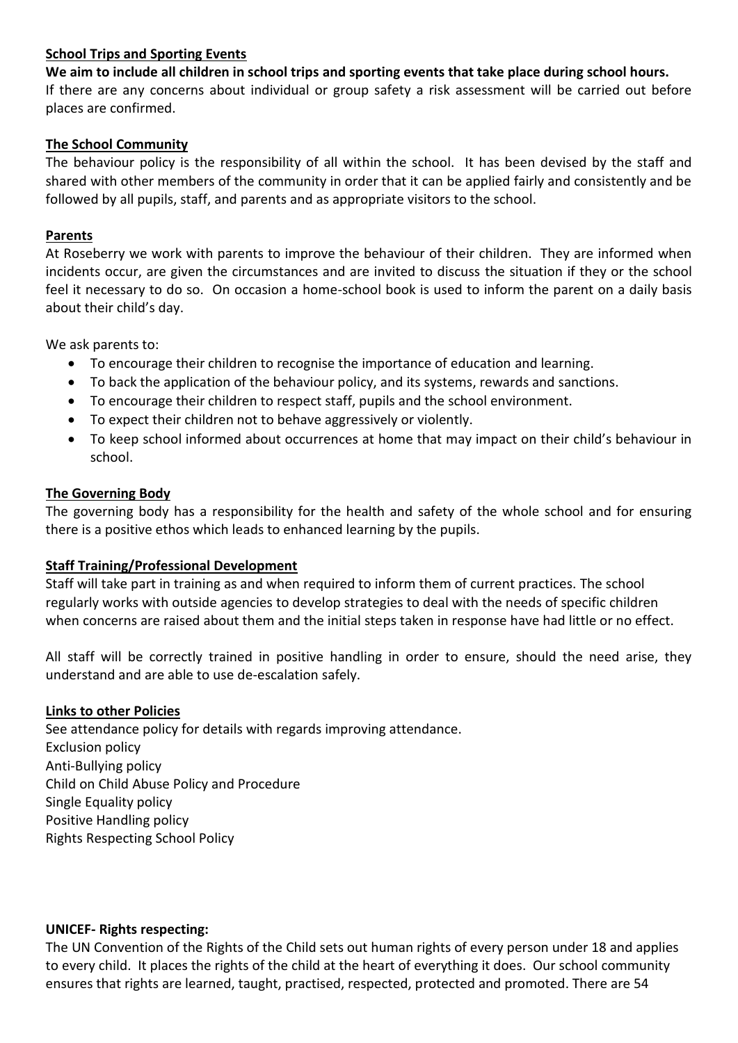**School Trips and Sporting Events**

**We aim to include all children in school trips and sporting events that take place during school hours.** If there are any concerns about individual or group safety a risk assessment will be carried out before places are confirmed.

**The School Community**

The behaviour policy is the responsibility of all within the school. It has been devised by the staff and shared with other members of the community in order that it can be applied fairly and consistently and be followed by all pupils, staff, and parents and as appropriate visitors to the school.

**Parents**

At Roseberry we work with parents to improve the behaviour of their children. They are informed when incidents occur, are given the circumstances and are invited to discuss the situation if they or the school feel it necessary to do so. On occasion a home-school book is used to inform the parent on a daily basis about their child's day.

We ask parents to:

- To encourage their children to recognise the importance of education and learning.
- To back the application of the behaviour policy, and its systems, rewards and sanctions.
- To encourage their children to respect staff, pupils and the school environment.
- To expect their children not to behave aggressively or violently.
- To keep school informed about occurrences at home that may impact on their child's behaviour in school.

**The Governing Body**

The governing body has a responsibility for the health and safety of the whole school and for ensuring there is a positive ethos which leads to enhanced learning by the pupils.

**Staff Training/Professional Development**

Staff will take part in training as and when required to inform them of current practices. The school regularly works with outside agencies to develop strategies to deal with the needs of specific children when concerns are raised about them and the initial steps taken in response have had little or no effect.

All staff will be correctly trained in positive handling in order to ensure, should the need arise, they understand and are able to use de-escalation safely.

**Links to other Policies**

See attendance policy for details with regards improving attendance.
Exclusion policy
Anti-Bullying policy
Child on Child Abuse Policy and Procedure
Single Equality policy
Positive Handling policy
Rights Respecting School Policy

**UNICEF- Rights respecting:**

The UN Convention of the Rights of the Child sets out human rights of every person under 18 and applies to every child. It places the rights of the child at the heart of everything it does. Our school community ensures that rights are learned, taught, practised, respected, protected and promoted. There are 54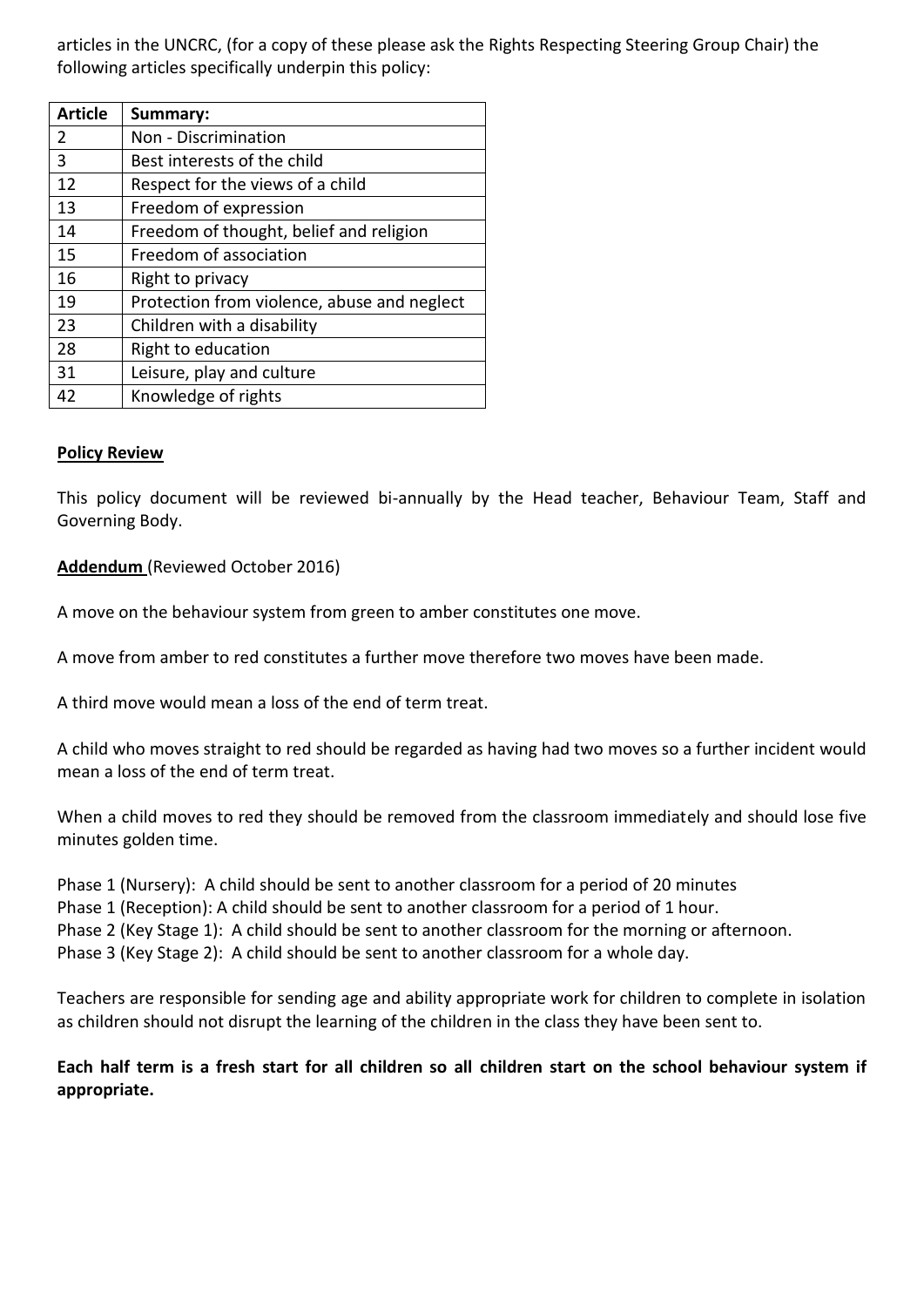articles in the UNCRC, (for a copy of these please ask the Rights Respecting Steering Group Chair) the following articles specifically underpin this policy:

| Article | Summary: |
|---|---|
| 2 | Non - Discrimination |
| 3 | Best interests of the child |
| 12 | Respect for the views of a child |
| 13 | Freedom of expression |
| 14 | Freedom of thought, belief and religion |
| 15 | Freedom of association |
| 16 | Right to privacy |
| 19 | Protection from violence, abuse and neglect |
| 23 | Children with a disability |
| 28 | Right to education |
| 31 | Leisure, play and culture |
| 42 | Knowledge of rights |

**Policy Review**

This policy document will be reviewed bi-annually by the Head teacher, Behaviour Team, Staff and Governing Body.

**Addendum** (Reviewed October 2016)

A move on the behaviour system from green to amber constitutes one move.

A move from amber to red constitutes a further move therefore two moves have been made.

A third move would mean a loss of the end of term treat.

A child who moves straight to red should be regarded as having had two moves so a further incident would mean a loss of the end of term treat.

When a child moves to red they should be removed from the classroom immediately and should lose five minutes golden time.

Phase 1 (Nursery): A child should be sent to another classroom for a period of 20 minutes
Phase 1 (Reception): A child should be sent to another classroom for a period of 1 hour.
Phase 2 (Key Stage 1): A child should be sent to another classroom for the morning or afternoon.
Phase 3 (Key Stage 2): A child should be sent to another classroom for a whole day.

Teachers are responsible for sending age and ability appropriate work for children to complete in isolation as children should not disrupt the learning of the children in the class they have been sent to.

**Each half term is a fresh start for all children so all children start on the school behaviour system if appropriate.**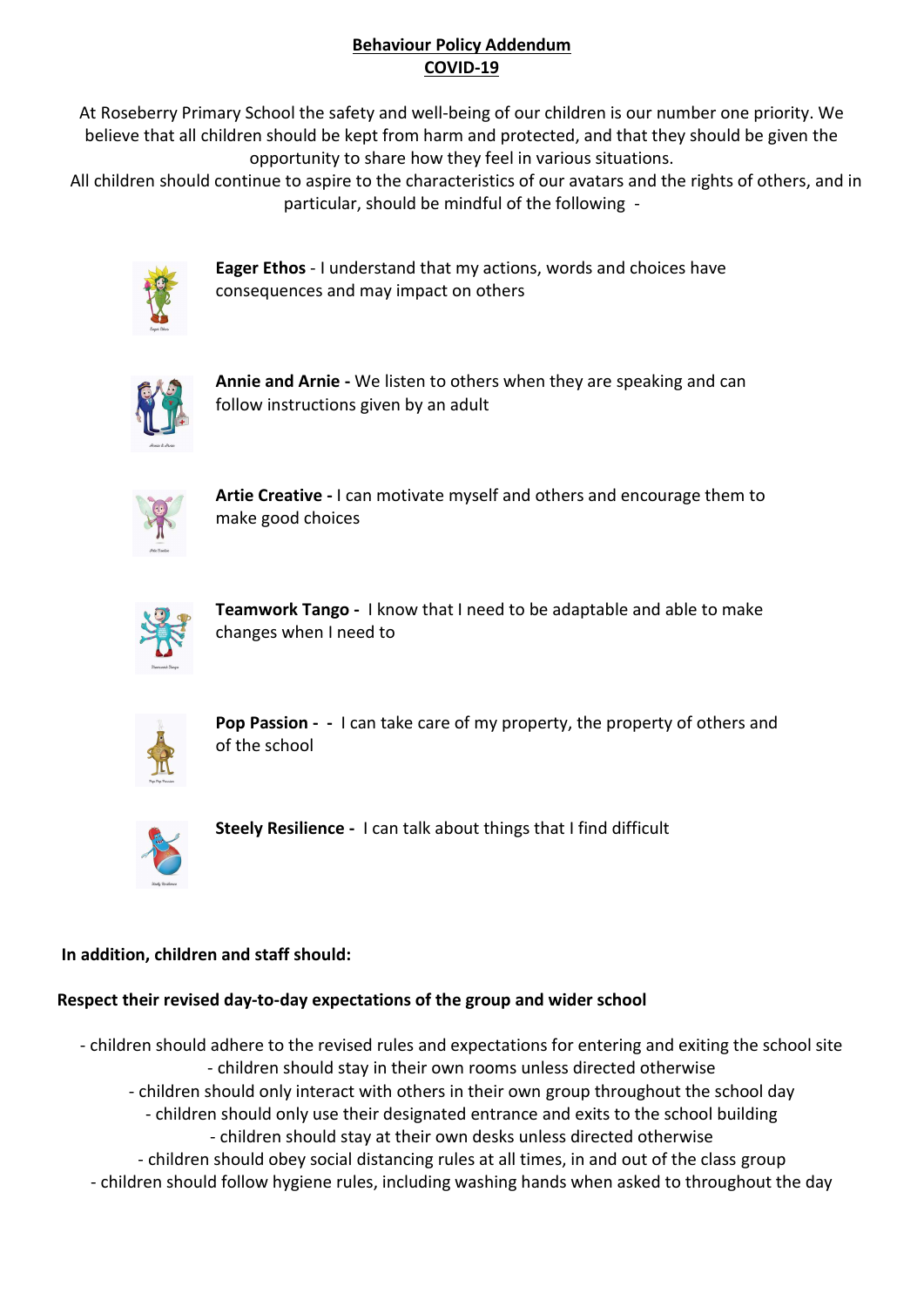## Behaviour Policy Addendum
## COVID-19

At Roseberry Primary School the safety and well-being of our children is our number one priority. We believe that all children should be kept from harm and protected, and that they should be given the opportunity to share how they feel in various situations.

All children should continue to aspire to the characteristics of our avatars and the rights of others, and in particular, should be mindful of the following -

**Eager Ethos** - I understand that my actions, words and choices have consequences and may impact on others

**Annie and Arnie -** We listen to others when they are speaking and can follow instructions given by an adult

**Artie Creative -** I can motivate myself and others and encourage them to make good choices

**Teamwork Tango -** I know that I need to be adaptable and able to make changes when I need to

**Pop Passion - -** I can take care of my property, the property of others and of the school

**Steely Resilience -** I can talk about things that I find difficult

**In addition, children and staff should:**

**Respect their revised day-to-day expectations of the group and wider school**

- children should adhere to the revised rules and expectations for entering and exiting the school site
- children should stay in their own rooms unless directed otherwise
- children should only interact with others in their own group throughout the school day
- children should only use their designated entrance and exits to the school building
- children should stay at their own desks unless directed otherwise
- children should obey social distancing rules at all times, in and out of the class group
- children should follow hygiene rules, including washing hands when asked to throughout the day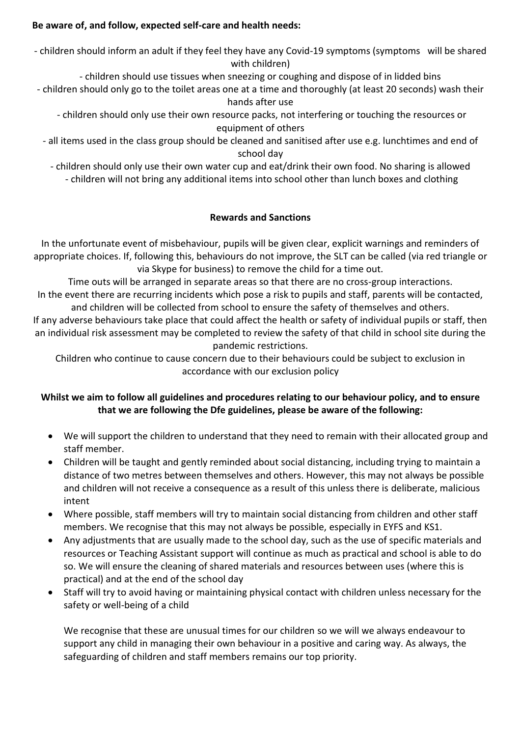**Be aware of, and follow, expected self-care and health needs:**

- children should inform an adult if they feel they have any Covid-19 symptoms (symptoms will be shared with children)
- children should use tissues when sneezing or coughing and dispose of in lidded bins
- children should only go to the toilet areas one at a time and thoroughly (at least 20 seconds) wash their hands after use
- children should only use their own resource packs, not interfering or touching the resources or equipment of others
- all items used in the class group should be cleaned and sanitised after use e.g. lunchtimes and end of school day
- children should only use their own water cup and eat/drink their own food. No sharing is allowed
- children will not bring any additional items into school other than lunch boxes and clothing

**Rewards and Sanctions**

In the unfortunate event of misbehaviour, pupils will be given clear, explicit warnings and reminders of appropriate choices. If, following this, behaviours do not improve, the SLT can be called (via red triangle or via Skype for business) to remove the child for a time out.

Time outs will be arranged in separate areas so that there are no cross-group interactions.

In the event there are recurring incidents which pose a risk to pupils and staff, parents will be contacted, and children will be collected from school to ensure the safety of themselves and others.

If any adverse behaviours take place that could affect the health or safety of individual pupils or staff, then an individual risk assessment may be completed to review the safety of that child in school site during the pandemic restrictions.

Children who continue to cause concern due to their behaviours could be subject to exclusion in accordance with our exclusion policy

**Whilst we aim to follow all guidelines and procedures relating to our behaviour policy, and to ensure that we are following the Dfe guidelines, please be aware of the following:**

- We will support the children to understand that they need to remain with their allocated group and staff member.
- Children will be taught and gently reminded about social distancing, including trying to maintain a distance of two metres between themselves and others. However, this may not always be possible and children will not receive a consequence as a result of this unless there is deliberate, malicious intent
- Where possible, staff members will try to maintain social distancing from children and other staff members. We recognise that this may not always be possible, especially in EYFS and KS1.
- Any adjustments that are usually made to the school day, such as the use of specific materials and resources or Teaching Assistant support will continue as much as practical and school is able to do so. We will ensure the cleaning of shared materials and resources between uses (where this is practical) and at the end of the school day
- Staff will try to avoid having or maintaining physical contact with children unless necessary for the safety or well-being of a child

We recognise that these are unusual times for our children so we will we always endeavour to support any child in managing their own behaviour in a positive and caring way. As always, the safeguarding of children and staff members remains our top priority.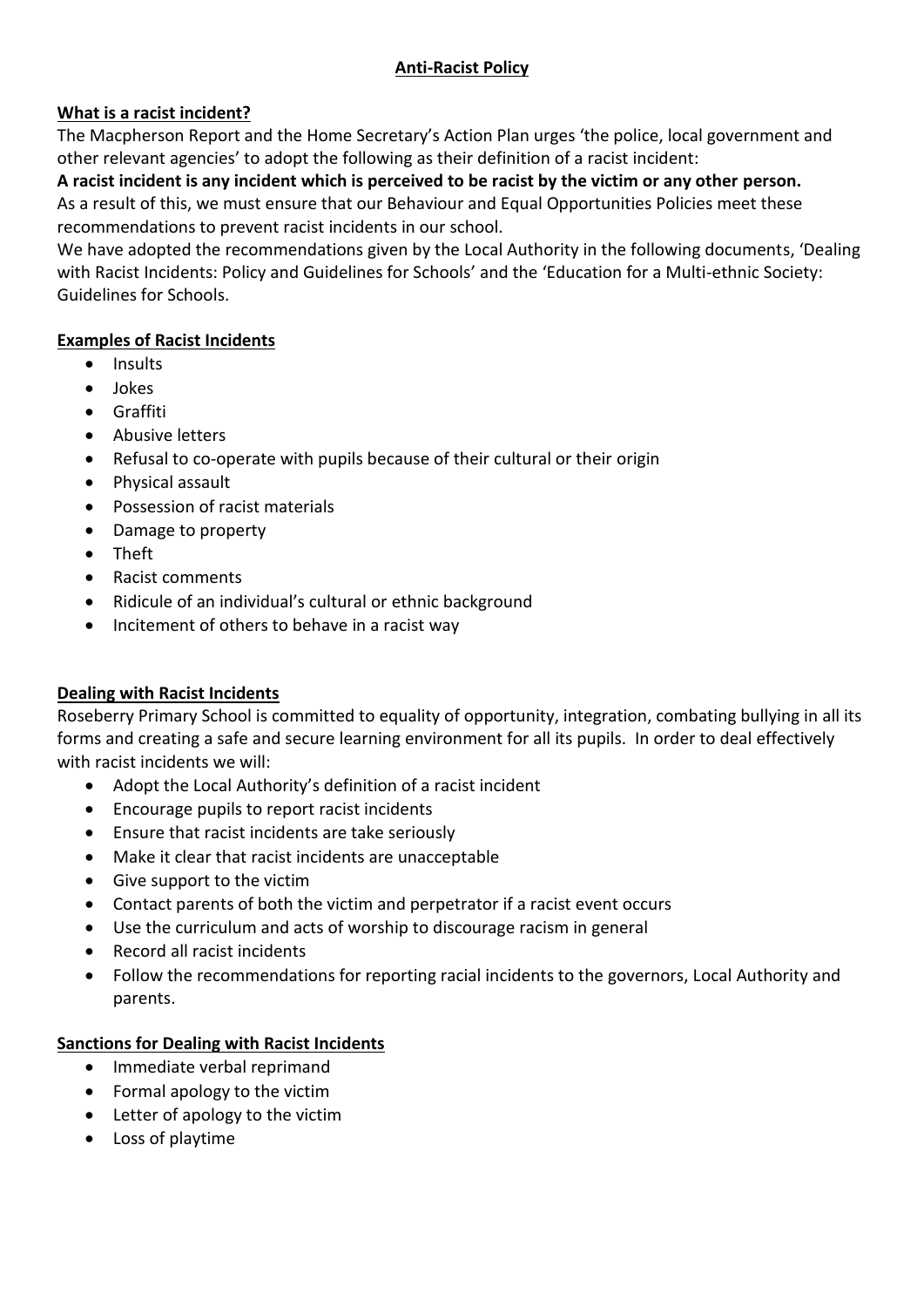# Anti-Racist Policy

## What is a racist incident?

The Macpherson Report and the Home Secretary's Action Plan urges 'the police, local government and other relevant agencies' to adopt the following as their definition of a racist incident:

**A racist incident is any incident which is perceived to be racist by the victim or any other person.**

As a result of this, we must ensure that our Behaviour and Equal Opportunities Policies meet these recommendations to prevent racist incidents in our school.

We have adopted the recommendations given by the Local Authority in the following documents, 'Dealing with Racist Incidents: Policy and Guidelines for Schools' and the 'Education for a Multi-ethnic Society: Guidelines for Schools.

## Examples of Racist Incidents

- Insults
- Jokes
- Graffiti
- Abusive letters
- Refusal to co-operate with pupils because of their cultural or their origin
- Physical assault
- Possession of racist materials
- Damage to property
- Theft
- Racist comments
- Ridicule of an individual's cultural or ethnic background
- Incitement of others to behave in a racist way

## Dealing with Racist Incidents

Roseberry Primary School is committed to equality of opportunity, integration, combating bullying in all its forms and creating a safe and secure learning environment for all its pupils. In order to deal effectively with racist incidents we will:

- Adopt the Local Authority's definition of a racist incident
- Encourage pupils to report racist incidents
- Ensure that racist incidents are take seriously
- Make it clear that racist incidents are unacceptable
- Give support to the victim
- Contact parents of both the victim and perpetrator if a racist event occurs
- Use the curriculum and acts of worship to discourage racism in general
- Record all racist incidents
- Follow the recommendations for reporting racial incidents to the governors, Local Authority and parents.

## Sanctions for Dealing with Racist Incidents

- Immediate verbal reprimand
- Formal apology to the victim
- Letter of apology to the victim
- Loss of playtime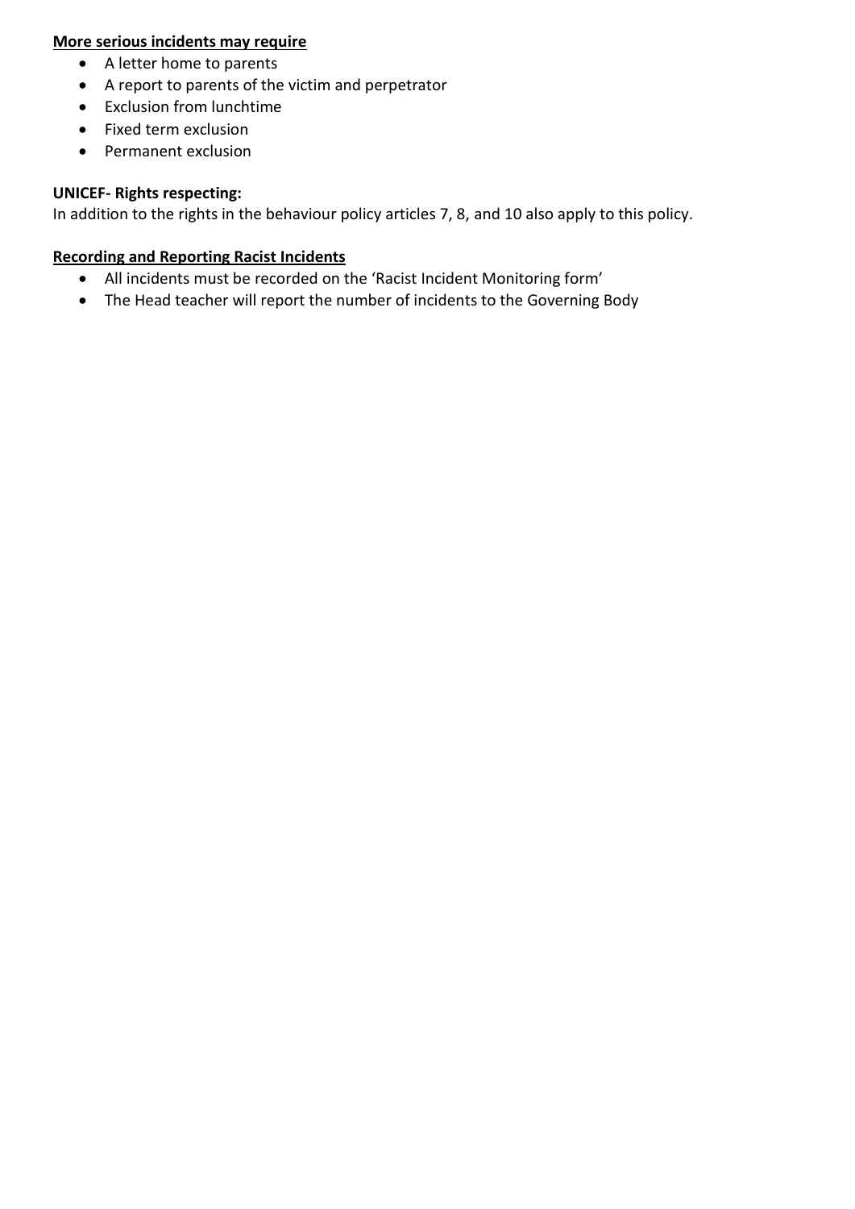**More serious incidents may require**

- A letter home to parents
- A report to parents of the victim and perpetrator
- Exclusion from lunchtime
- Fixed term exclusion
- Permanent exclusion

**UNICEF- Rights respecting:**

In addition to the rights in the behaviour policy articles 7, 8, and 10 also apply to this policy.

**Recording and Reporting Racist Incidents**

- All incidents must be recorded on the 'Racist Incident Monitoring form'
- The Head teacher will report the number of incidents to the Governing Body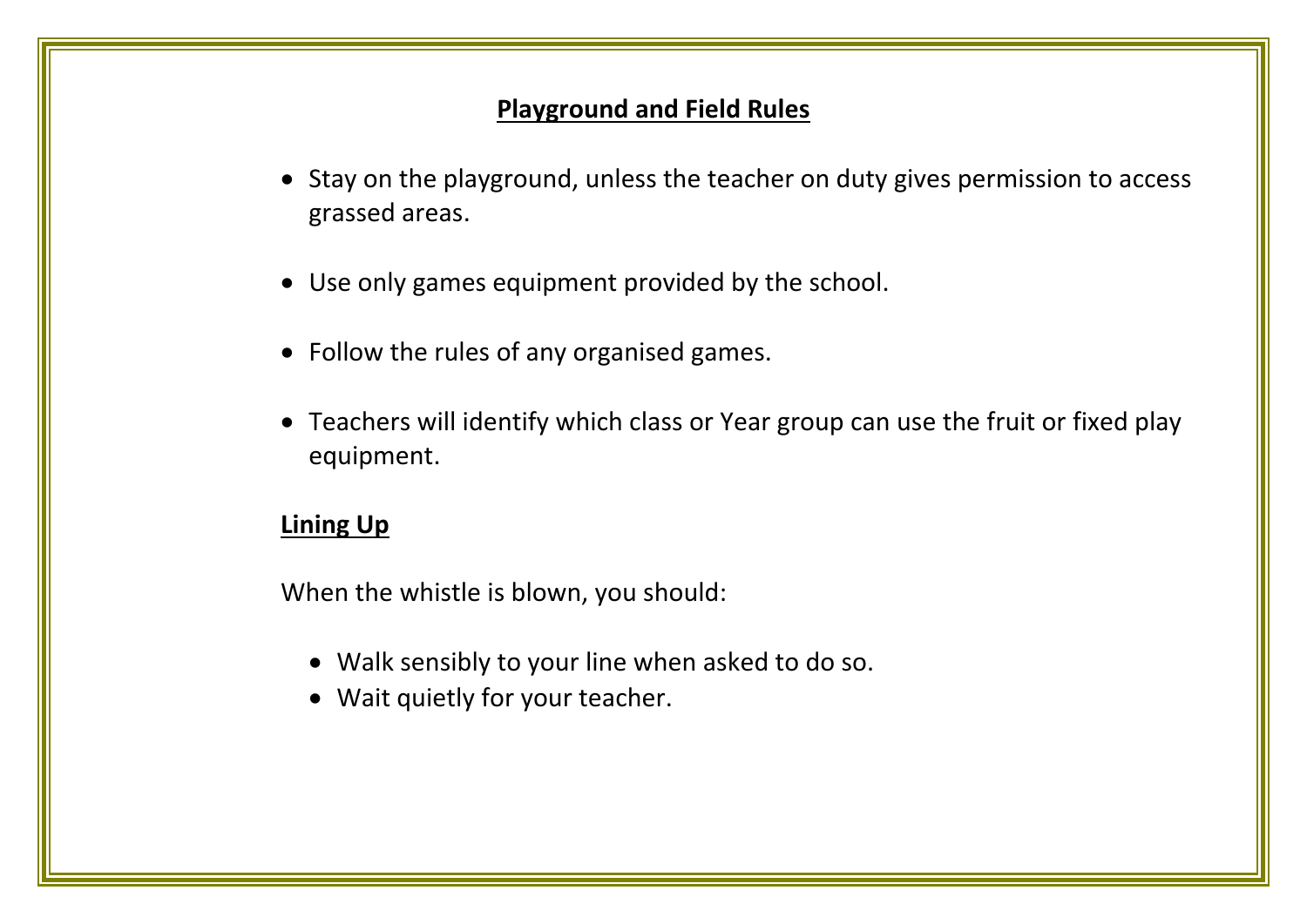## Playground and Field Rules

- Stay on the playground, unless the teacher on duty gives permission to access grassed areas.
- Use only games equipment provided by the school.
- Follow the rules of any organised games.
- Teachers will identify which class or Year group can use the fruit or fixed play equipment.

### Lining Up

When the whistle is blown, you should:

- Walk sensibly to your line when asked to do so.
- Wait quietly for your teacher.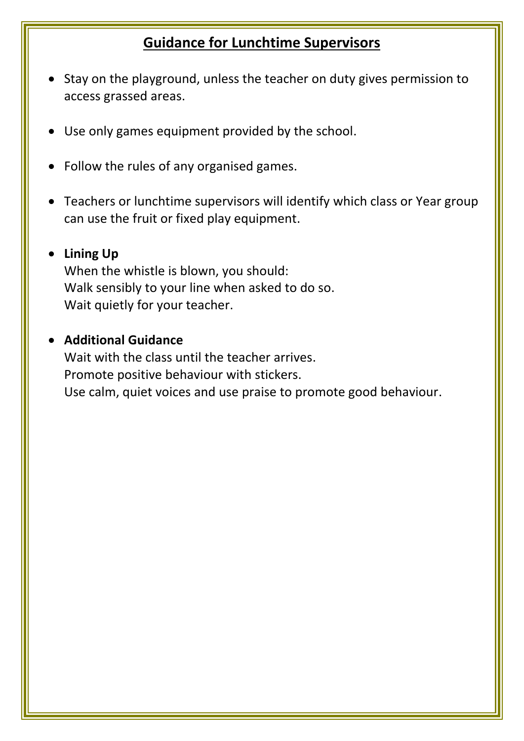## Guidance for Lunchtime Supervisors

- Stay on the playground, unless the teacher on duty gives permission to access grassed areas.
- Use only games equipment provided by the school.
- Follow the rules of any organised games.
- Teachers or lunchtime supervisors will identify which class or Year group can use the fruit or fixed play equipment.
- **Lining Up**
  When the whistle is blown, you should:
  Walk sensibly to your line when asked to do so.
  Wait quietly for your teacher.
- **Additional Guidance**
  Wait with the class until the teacher arrives.
  Promote positive behaviour with stickers.
  Use calm, quiet voices and use praise to promote good behaviour.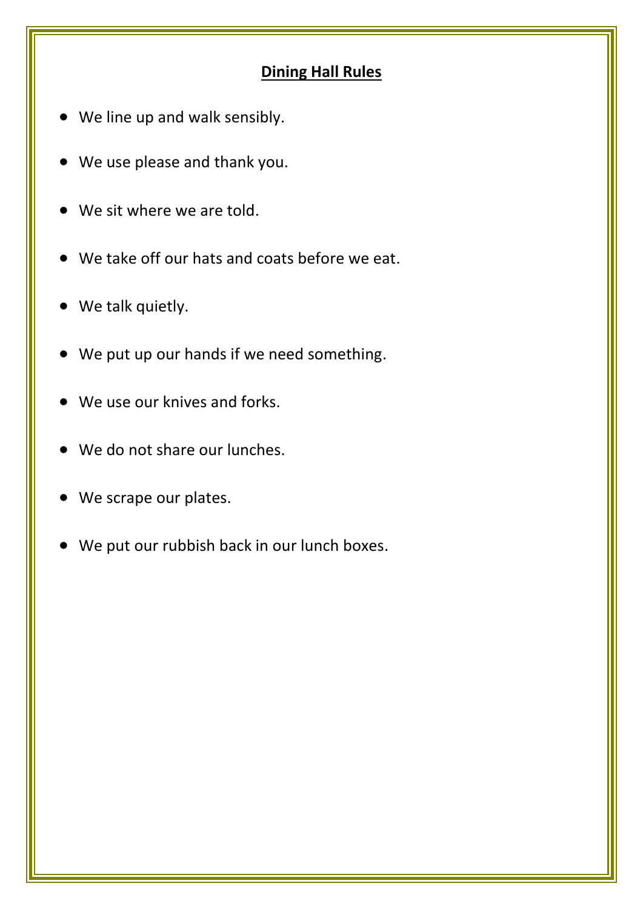## Dining Hall Rules

- We line up and walk sensibly.
- We use please and thank you.
- We sit where we are told.
- We take off our hats and coats before we eat.
- We talk quietly.
- We put up our hands if we need something.
- We use our knives and forks.
- We do not share our lunches.
- We scrape our plates.
- We put our rubbish back in our lunch boxes.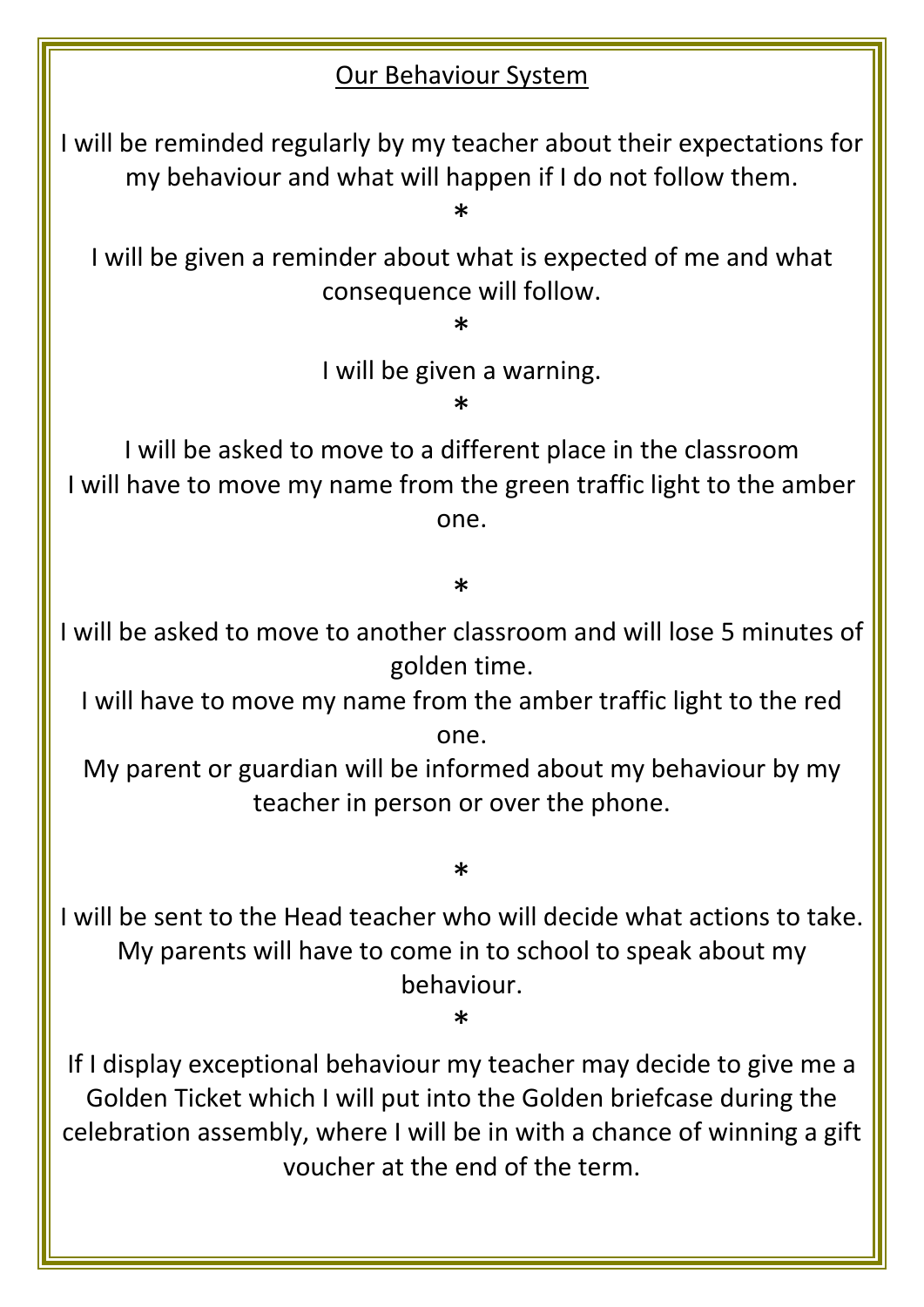## Our Behaviour System

I will be reminded regularly by my teacher about their expectations for my behaviour and what will happen if I do not follow them.

*

I will be given a reminder about what is expected of me and what consequence will follow.

*

I will be given a warning.

*

I will be asked to move to a different place in the classroom
I will have to move my name from the green traffic light to the amber one.

*

I will be asked to move to another classroom and will lose 5 minutes of golden time.
I will have to move my name from the amber traffic light to the red one.
My parent or guardian will be informed about my behaviour by my teacher in person or over the phone.

*

I will be sent to the Head teacher who will decide what actions to take.
My parents will have to come in to school to speak about my behaviour.

*

If I display exceptional behaviour my teacher may decide to give me a Golden Ticket which I will put into the Golden briefcase during the celebration assembly, where I will be in with a chance of winning a gift voucher at the end of the term.